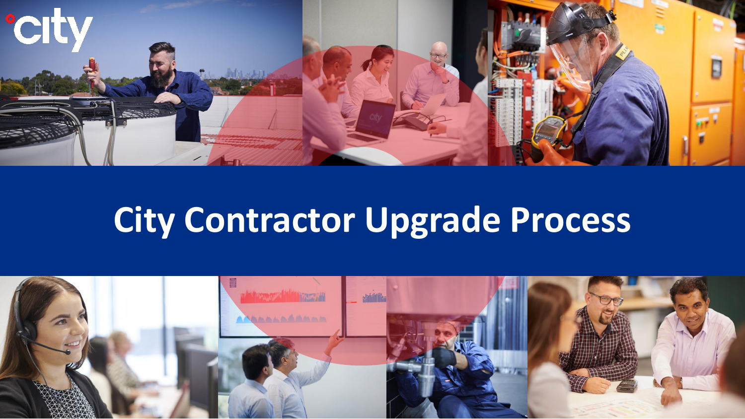# City Contractor Upgrade Process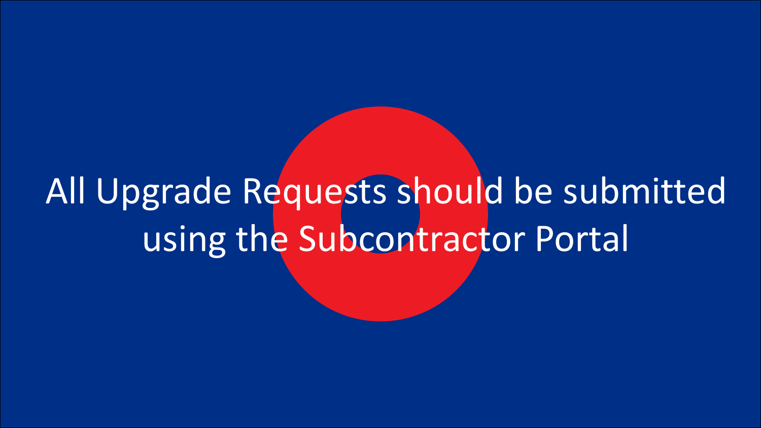All Upgrade Requests should be submitted using the Subcontractor Portal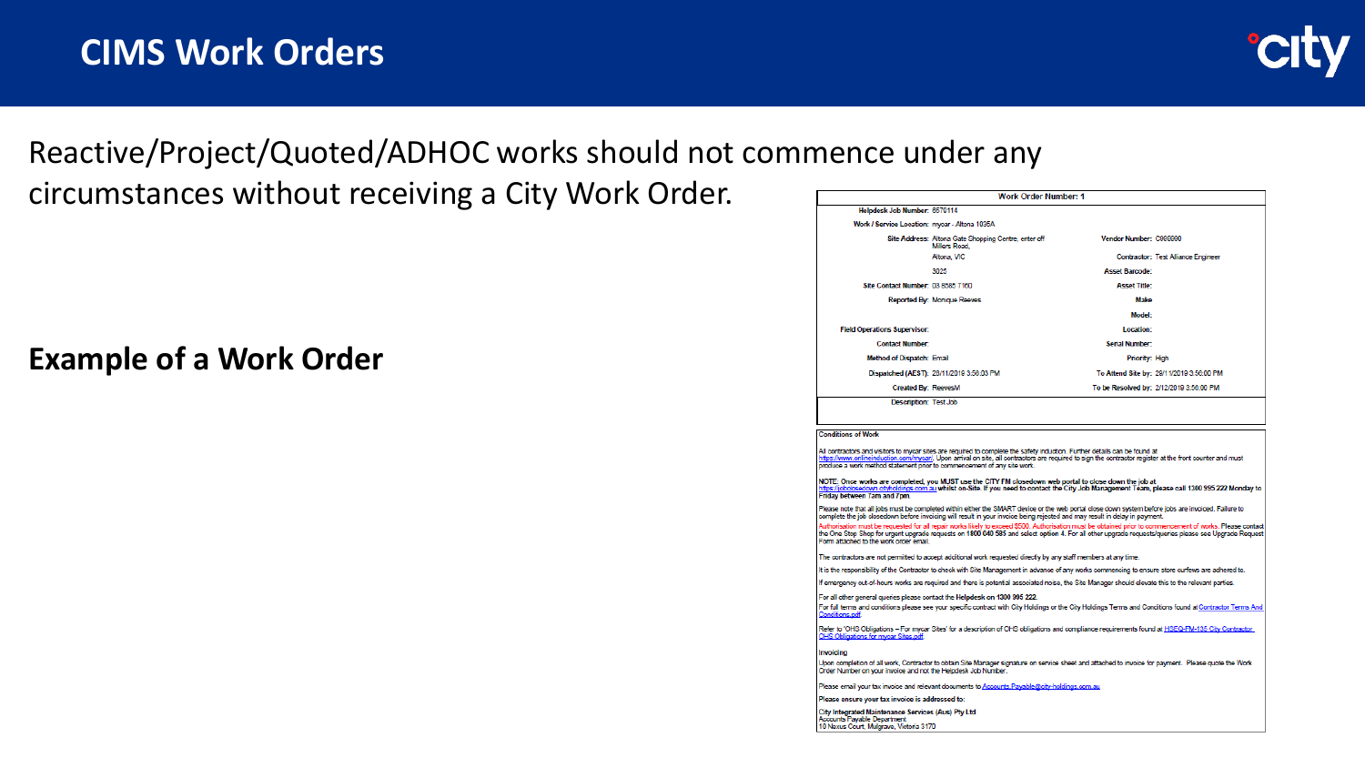# CIMS Work Orders

Reactive/Project/Quoted/ADHOC works should not commence under any circumstances without receiving a City Work Order.

**Example of a Work Order**

| Work Order Number: 1 | | | |
|---|---|---|---|
| Helpdesk Job Number: | 8670114 | | |
| Work / Service Location: | mycar - Altona 1035A | | |
| Site Address: | Altona Gate Shopping Centre, enter off Millers Road, | Vendor Number: | C000000 |
| | Altona, VIC | Contractor: | Test Alliance Engineer |
| | 3025 | Asset Barcode: | |
| Site Contact Number: | 03 8585 7160 | Asset Title: | |
| Reported By: | Monique Reeves | Make: | |
| | | Model: | |
| Field Operations Supervisor: | | Location: | |
| Contact Number: | | Serial Number: | |
| Method of Dispatch: | Email | Priority: | High |
| Dispatched (AEST): | 28/11/2019 3:56:03 PM | To Attend Site by: | 28/11/2019 3:56:00 PM |
| Created By: | ReevesM | To be Resolved by: | 2/12/2019 3:56:00 PM |
| Description: | Test Job | | |

**Conditions of Work**

All contractors and visitors to mycar sites are required to complete the safety induction. Further details can be found at https://www.onlineinduction.com/mycar/. Upon arrival on site, all contractors are required to sign the contractor register at the front counter and must produce a work method statement prior to commencement of any site work.

**NOTE: Once works are completed, you MUST use the CITY FM closedown web portal to close down the job at https://jobcloseddown.cityholdings.com.au whilst on-Site. If you need to contact the City Job Management Team, please call 1300 995 222 Monday to Friday between 7am and 7pm.**

Please note that all jobs must be completed within either the SMART device or the web portal close down system before jobs are invoiced. Failure to complete the job closedown before invoicing will result in your invoice being rejected and may result in delay in payment.

Authorisation must be requested for all repair works likely to exceed $500. Authorisation must be obtained prior to commencement of works. Please contact the One Stop Shop for urgent upgrade requests on 1800 640 595 and select option 4. For all other upgrade requests/queries please see Upgrade Request Form attached to the work order email.

The contractors are not permitted to accept additional work requested directly by any staff members at any time.

It is the responsibility of the Contractor to check with Site Management in advance of any works commencing to ensure store curfews are adhered to.

If emergency out-of-hours works are required and there is potential associated noise, the Site Manager should elevate this to the relevant parties.

For all other general queries please contact the **Helpdesk on 1300 995 222**.

For full terms and conditions please see your specific contract with City Holdings or the City Holdings Terms and Conditions found at Contractor Terms And Conditions.pdf

Refer to "OHS Obligations – For mycar Sites" for a description of OHS obligations and compliance requirements found at HSEQ-FM-135 City Contractor OHS Obligations for mycar Sites.pdf

**Invoicing**

Upon completion of all work, Contractor to obtain Site Manager signature on service sheet and attached to invoice for payment. Please quote the Work Order Number on your invoice and not the Helpdesk Job Number.

Please email your tax invoice and relevant documents to Accounts.Payable@city-holdings.com.au

**Please ensure your tax invoice is addressed to:**

**City Integrated Maintenance Services (Aus) Pty Ltd**
Accounts Payable Department
10 Nexus Court, Mulgrave, Victoria 3170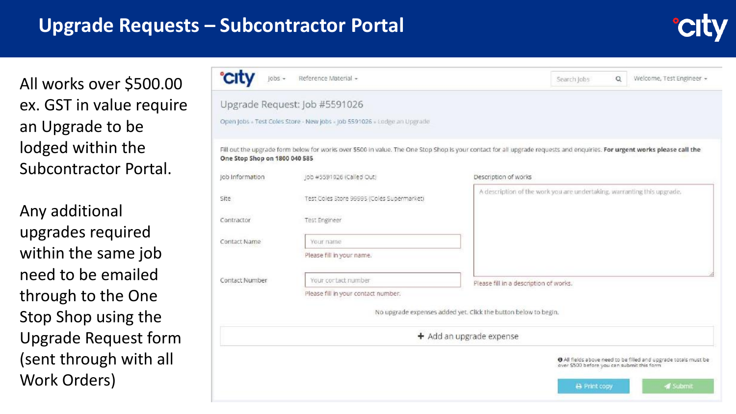# Upgrade Requests – Subcontractor Portal

All works over $500.00 ex. GST in value require an Upgrade to be lodged within the Subcontractor Portal.

Any additional upgrades required within the same job need to be emailed through to the One Stop Shop using the Upgrade Request form (sent through with all Work Orders)

city | Jobs ▾ | Reference Material ▾ | Search Jobs | Welcome, Test Engineer ▾

## Upgrade Request: Job #5591026

Open Jobs › Test Coles Store - New Jobs › Job 5591026 › Lodge an Upgrade

Fill out the upgrade form below for works over $500 in value. The One Stop Shop is your contact for all upgrade requests and enquiries. **For urgent works please call the One Stop Shop on 1800 040 585**

| | |
|---|---|
| Job Information | Job #5591026 (Called Out) |
| Site | Test Coles Store 99995 (Coles Supermarket) |
| Contractor | Test Engineer |
| Contact Name | Your name — Please fill in your name. |
| Contact Number | Your contact number — Please fill in your contact number. |

Description of works

A description of the work you are undertaking, warranting this upgrade.

Please fill in a description of works.

No upgrade expenses added yet. Click the button below to begin.

+ Add an upgrade expense

All fields above need to be filled and upgrade totals must be over $500 before you can submit this form

Print copy | Submit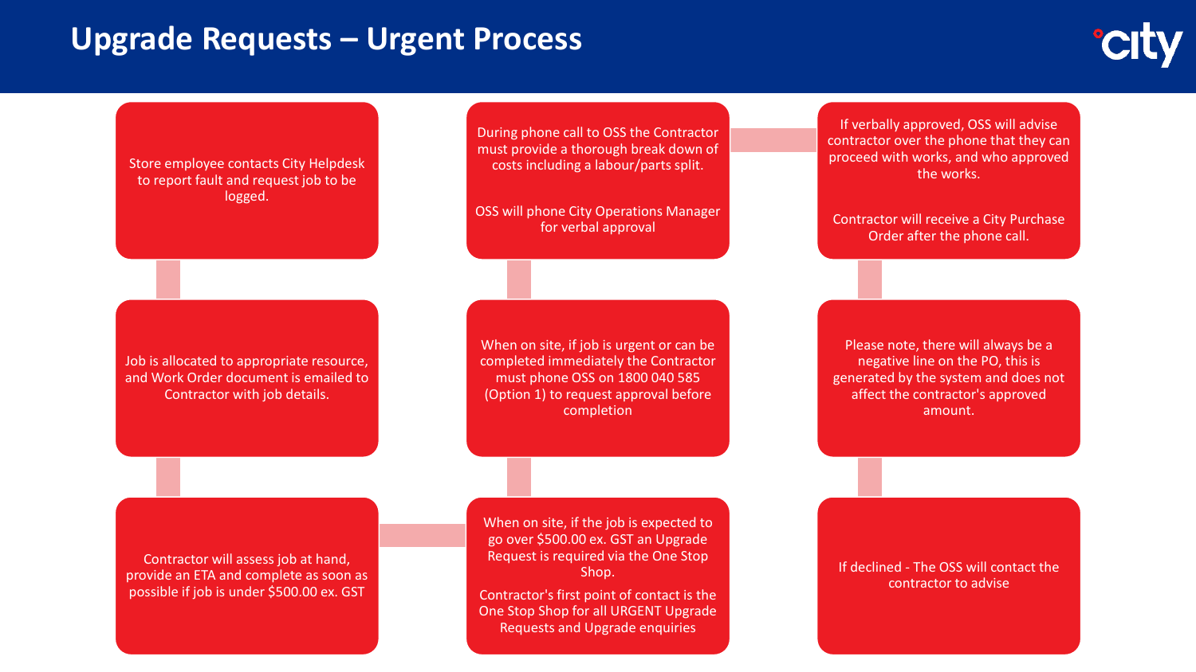# Upgrade Requests – Urgent Process

1. Store employee contacts City Helpdesk to report fault and request job to be logged.

2. Job is allocated to appropriate resource, and Work Order document is emailed to Contractor with job details.

3. Contractor will assess job at hand, provide an ETA and complete as soon as possible if job is under $500.00 ex. GST

4. When on site, if the job is expected to go over $500.00 ex. GST an Upgrade Request is required via the One Stop Shop.

   Contractor's first point of contact is the One Stop Shop for all URGENT Upgrade Requests and Upgrade enquiries

5. When on site, if job is urgent or can be completed immediately the Contractor must phone OSS on 1800 040 585 (Option 1) to request approval before completion

6. During phone call to OSS the Contractor must provide a thorough break down of costs including a labour/parts split.

   OSS will phone City Operations Manager for verbal approval

7. If verbally approved, OSS will advise contractor over the phone that they can proceed with works, and who approved the works.

   Contractor will receive a City Purchase Order after the phone call.

8. Please note, there will always be a negative line on the PO, this is generated by the system and does not affect the contractor's approved amount.

9. If declined - The OSS will contact the contractor to advise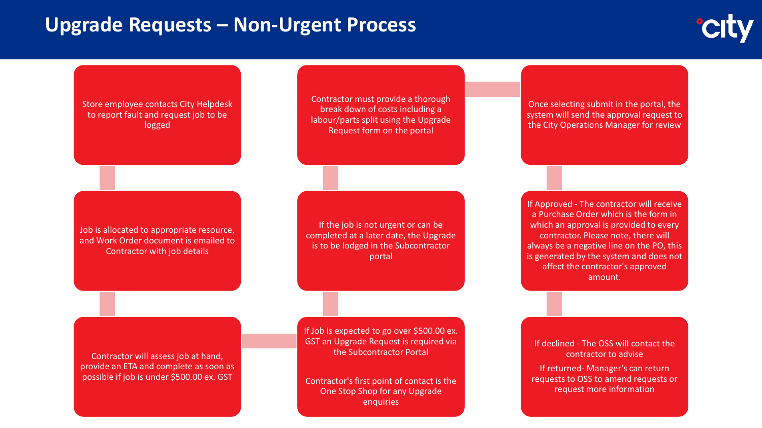# Upgrade Requests – Non-Urgent Process

1. Store employee contacts City Helpdesk to report fault and request job to be logged

2. Job is allocated to appropriate resource, and Work Order document is emailed to Contractor with job details

3. Contractor will assess job at hand, provide an ETA and complete as soon as possible if job is under $500.00 ex. GST

4. If Job is expected to go over $500.00 ex. GST an Upgrade Request is required via the Subcontractor Portal

   Contractor's first point of contact is the One Stop Shop for any Upgrade enquiries

5. If the job is not urgent or can be completed at a later date, the Upgrade is to be lodged in the Subcontractor portal

6. Contractor must provide a thorough break down of costs including a labour/parts split using the Upgrade Request form on the portal

7. Once selecting submit in the portal, the system will send the approval request to the City Operations Manager for review

8. If Approved - The contractor will receive a Purchase Order which is the form in which an approval is provided to every contractor. Please note, there will always be a negative line on the PO, this is generated by the system and does not affect the contractor's approved amount.

9. If declined - The OSS will contact the contractor to advise

   If returned- Manager can return requests to OSS to amend requests or request more information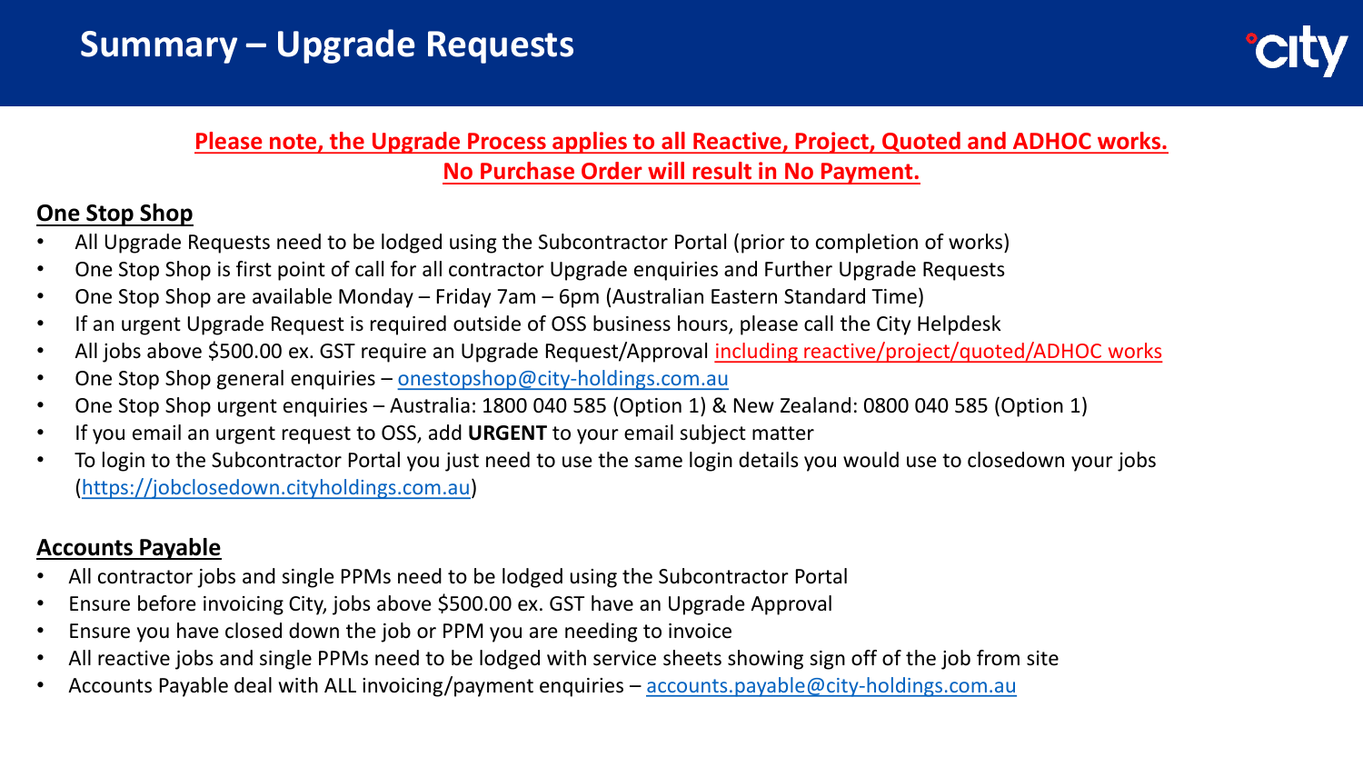# Summary – Upgrade Requests

**Please note, the Upgrade Process applies to all Reactive, Project, Quoted and ADHOC works.**
**No Purchase Order will result in No Payment.**

## One Stop Shop

- All Upgrade Requests need to be lodged using the Subcontractor Portal (prior to completion of works)
- One Stop Shop is first point of call for all contractor Upgrade enquiries and Further Upgrade Requests
- One Stop Shop are available Monday – Friday 7am – 6pm (Australian Eastern Standard Time)
- If an urgent Upgrade Request is required outside of OSS business hours, please call the City Helpdesk
- All jobs above $500.00 ex. GST require an Upgrade Request/Approval including reactive/project/quoted/ADHOC works
- One Stop Shop general enquiries – onestopshop@city-holdings.com.au
- One Stop Shop urgent enquiries – Australia: 1800 040 585 (Option 1) & New Zealand: 0800 040 585 (Option 1)
- If you email an urgent request to OSS, add **URGENT** to your email subject matter
- To login to the Subcontractor Portal you just need to use the same login details you would use to closedown your jobs (https://jobclosedown.cityholdings.com.au)

## Accounts Payable

- All contractor jobs and single PPMs need to be lodged using the Subcontractor Portal
- Ensure before invoicing City, jobs above $500.00 ex. GST have an Upgrade Approval
- Ensure you have closed down the job or PPM you are needing to invoice
- All reactive jobs and single PPMs need to be lodged with service sheets showing sign off of the job from site
- Accounts Payable deal with ALL invoicing/payment enquiries – accounts.payable@city-holdings.com.au